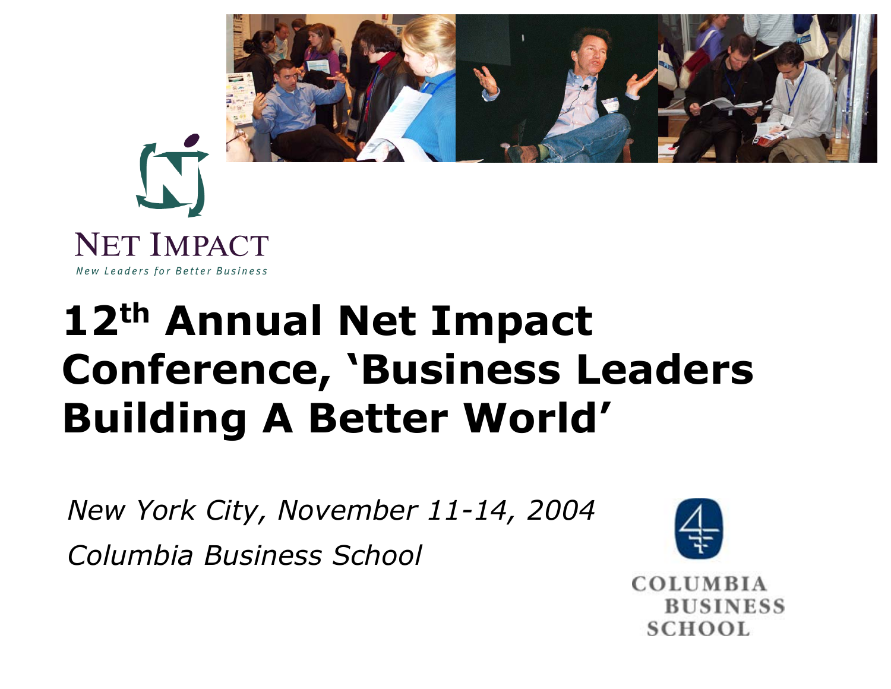NET IMPACT

*New Leaders for Better Business*

# 12th Annual Net Impact Conference, 'Business Leaders Building A Better World'

*New York City, November 11-14, 2004*

*Columbia Business School*

COLUMBIA BUSINESS SCHOOL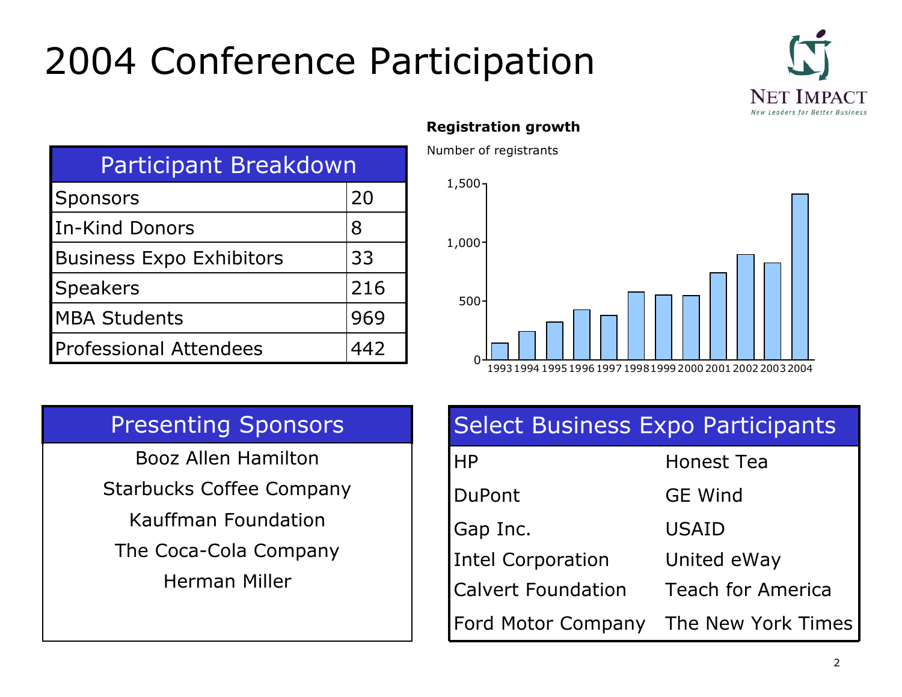# 2004 Conference Participation

NET IMPACT
*New Leaders for Better Business*

| Participant Breakdown | |
|---|---|
| Sponsors | 20 |
| In-Kind Donors | 8 |
| Business Expo Exhibitors | 33 |
| Speakers | 216 |
| MBA Students | 969 |
| Professional Attendees | 442 |

**Registration growth**

Number of registrants

| Year | 1993 | 1994 | 1995 | 1996 | 1997 | 1998 | 1999 | 2000 | 2001 | 2002 | 2003 | 2004 |
|---|---|---|---|---|---|---|---|---|---|---|---|---|

## Presenting Sponsors

Booz Allen Hamilton
Starbucks Coffee Company
Kauffman Foundation
The Coca-Cola Company
Herman Miller

## Select Business Expo Participants

| | |
|---|---|
| HP | Honest Tea |
| DuPont | GE Wind |
| Gap Inc. | USAID |
| Intel Corporation | United eWay |
| Calvert Foundation | Teach for America |
| Ford Motor Company | The New York Times |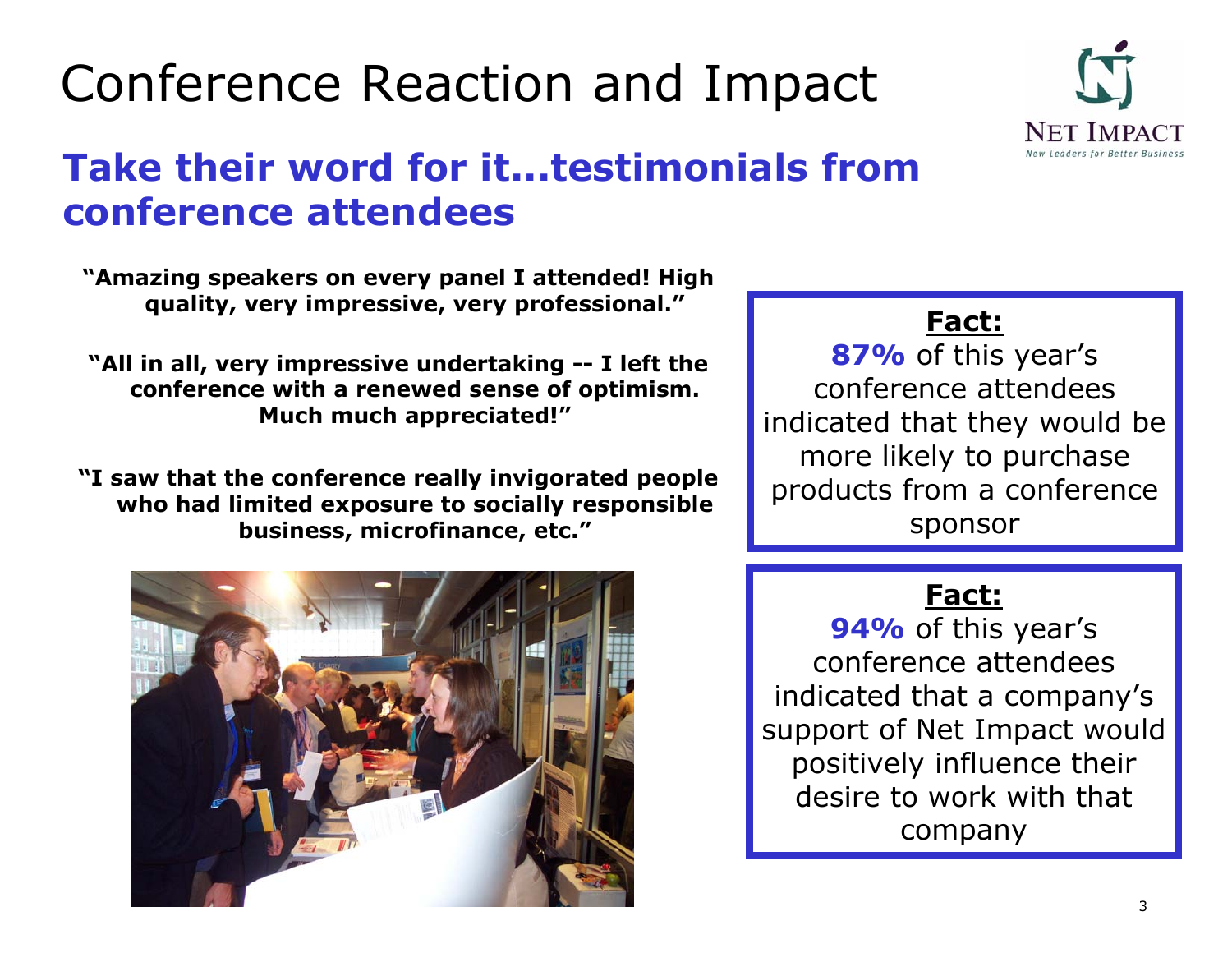# Conference Reaction and Impact

NET IMPACT
*New Leaders for Better Business*

## Take their word for it…testimonials from conference attendees

**"Amazing speakers on every panel I attended! High quality, very impressive, very professional."**

**"All in all, very impressive undertaking -- I left the conference with a renewed sense of optimism. Much much appreciated!"**

**"I saw that the conference really invigorated people who had limited exposure to socially responsible business, microfinance, etc."**

**Fact:**
**87%** of this year's conference attendees indicated that they would be more likely to purchase products from a conference sponsor

**Fact:**
**94%** of this year's conference attendees indicated that a company's support of Net Impact would positively influence their desire to work with that company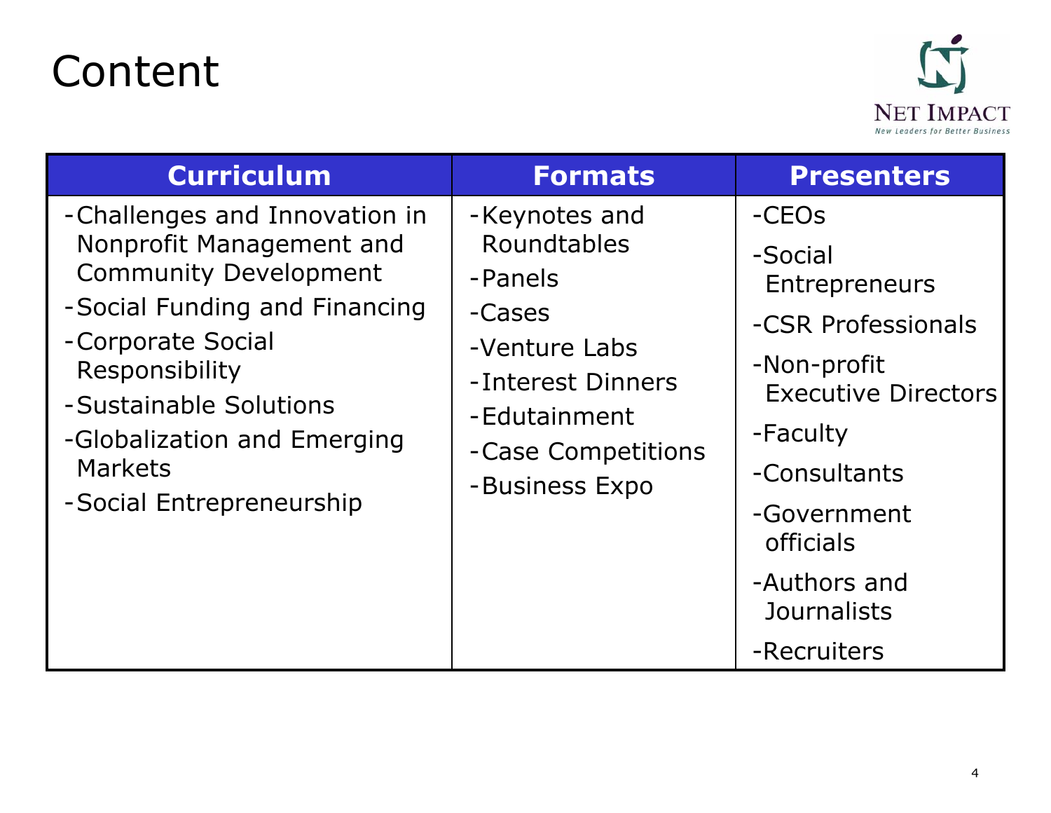# Content

| Curriculum | Formats | Presenters |
| --- | --- | --- |
| -Challenges and Innovation in Nonprofit Management and Community Development<br>-Social Funding and Financing<br>-Corporate Social Responsibility<br>-Sustainable Solutions<br>-Globalization and Emerging Markets<br>-Social Entrepreneurship | -Keynotes and Roundtables<br>-Panels<br>-Cases<br>-Venture Labs<br>-Interest Dinners<br>-Edutainment<br>-Case Competitions<br>-Business Expo | -CEOs<br>-Social Entrepreneurs<br>-CSR Professionals<br>-Non-profit Executive Directors<br>-Faculty<br>-Consultants<br>-Government officials<br>-Authors and Journalists<br>-Recruiters |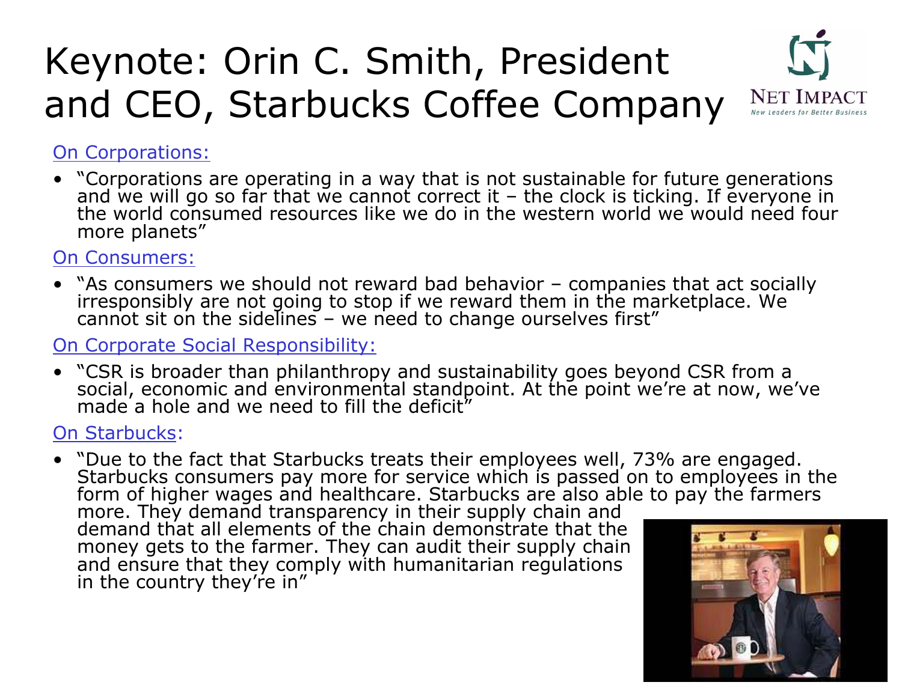# Keynote: Orin C. Smith, President and CEO, Starbucks Coffee Company

NET IMPACT
New Leaders for Better Business

On Corporations:

- "Corporations are operating in a way that is not sustainable for future generations and we will go so far that we cannot correct it – the clock is ticking. If everyone in the world consumed resources like we do in the western world we would need four more planets"

On Consumers:

- "As consumers we should not reward bad behavior – companies that act socially irresponsibly are not going to stop if we reward them in the marketplace. We cannot sit on the sidelines – we need to change ourselves first"

On Corporate Social Responsibility:

- "CSR is broader than philanthropy and sustainability goes beyond CSR from a social, economic and environmental standpoint. At the point we're at now, we've made a hole and we need to fill the deficit"

On Starbucks:

- "Due to the fact that Starbucks treats their employees well, 73% are engaged. Starbucks consumers pay more for service which is passed on to employees in the form of higher wages and healthcare. Starbucks are also able to pay the farmers more. They demand transparency in their supply chain and demand that all elements of the chain demonstrate that the money gets to the farmer. They can audit their supply chain and ensure that they comply with humanitarian regulations in the country they're in"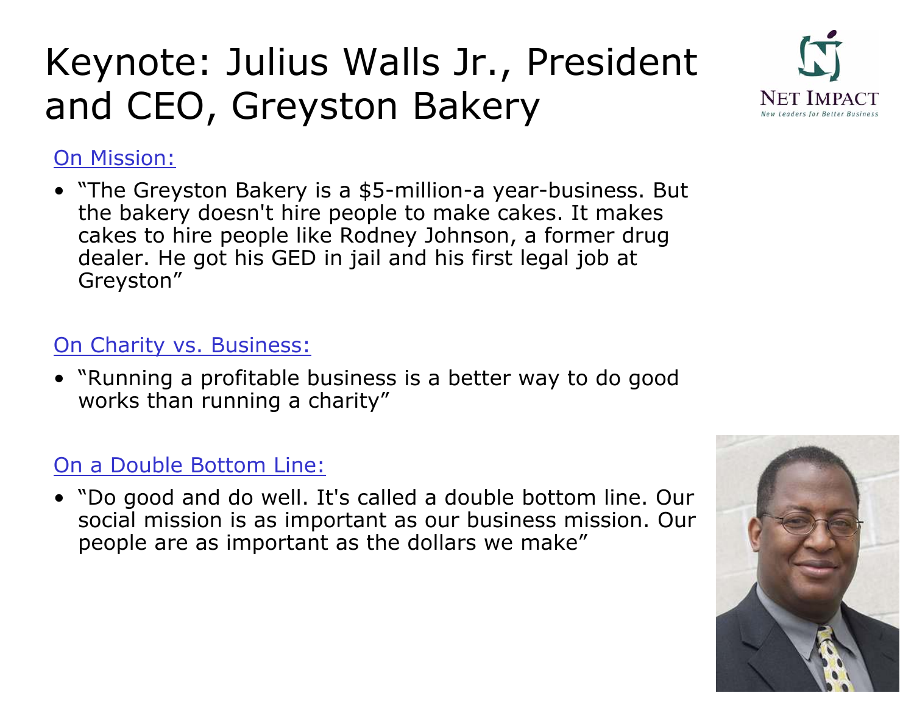# Keynote: Julius Walls Jr., President and CEO, Greyston Bakery

On Mission:

- "The Greyston Bakery is a $5-million-a year-business. But the bakery doesn't hire people to make cakes. It makes cakes to hire people like Rodney Johnson, a former drug dealer. He got his GED in jail and his first legal job at Greyston"

On Charity vs. Business:

- "Running a profitable business is a better way to do good works than running a charity"

On a Double Bottom Line:

- "Do good and do well. It's called a double bottom line. Our social mission is as important as our business mission. Our people are as important as the dollars we make"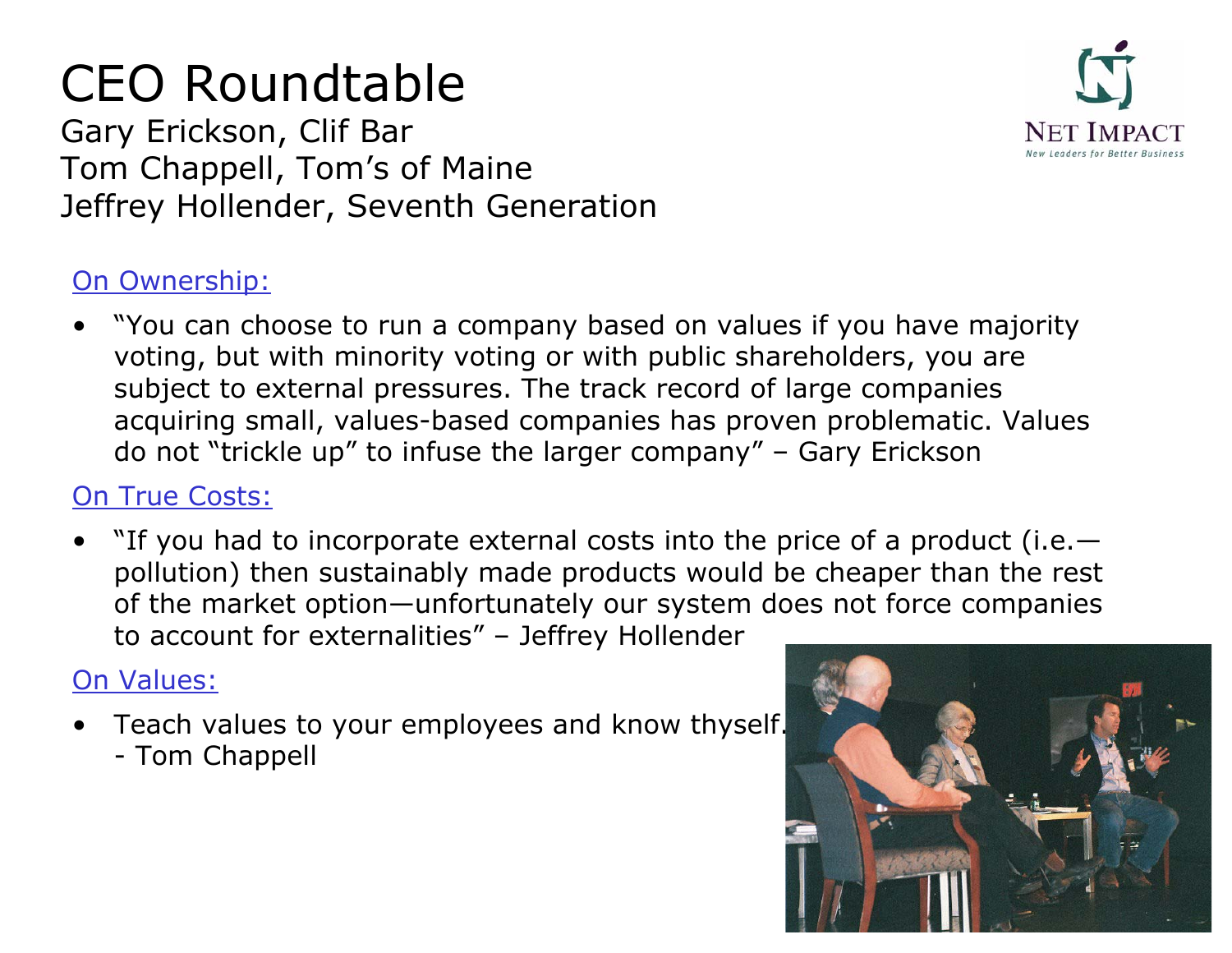# CEO Roundtable

Gary Erickson, Clif Bar
Tom Chappell, Tom's of Maine
Jeffrey Hollender, Seventh Generation

On Ownership:

- "You can choose to run a company based on values if you have majority voting, but with minority voting or with public shareholders, you are subject to external pressures. The track record of large companies acquiring small, values-based companies has proven problematic. Values do not "trickle up" to infuse the larger company" – Gary Erickson

On True Costs:

- "If you had to incorporate external costs into the price of a product (i.e.—pollution) then sustainably made products would be cheaper than the rest of the market option—unfortunately our system does not force companies to account for externalities" – Jeffrey Hollender

On Values:

- Teach values to your employees and know thyself. - Tom Chappell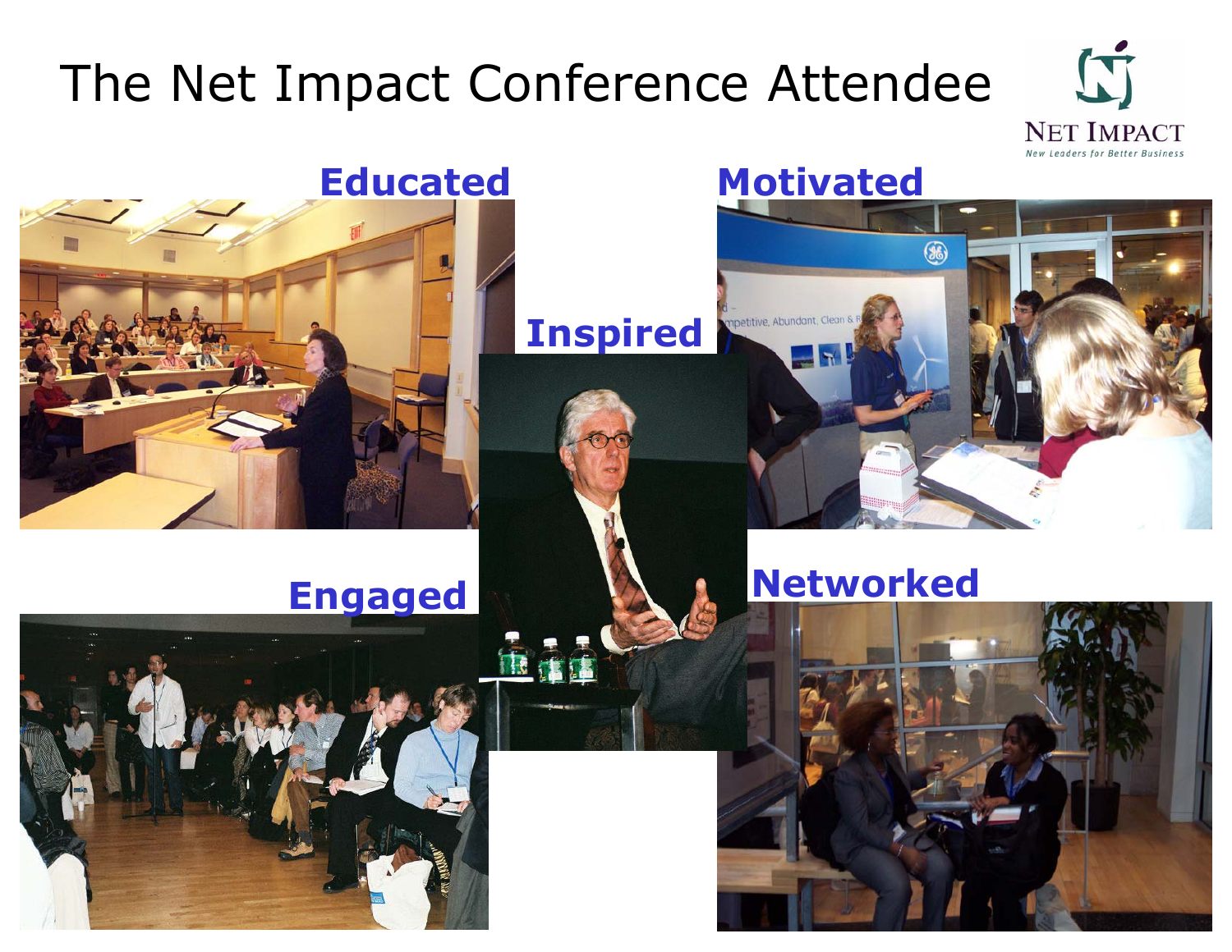# The Net Impact Conference Attendee

NET IMPACT
*New Leaders for Better Business*

**Educated**

**Motivated**

**Inspired**

**Engaged**

**Networked**